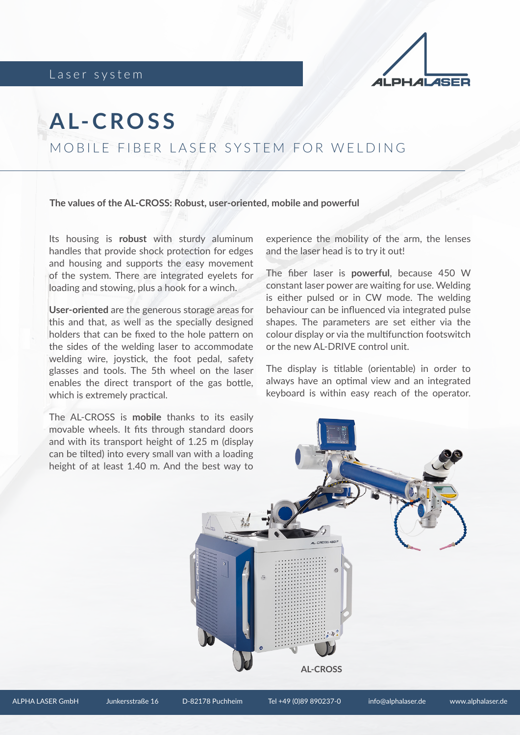Laser system

# AL-CROSS

## MOBILE FIBER LASER SYSTEM FOR WELDING

**The values of the AL-CROSS: Robust, user-oriented, mobile and powerful**

Its housing is **robust** with sturdy aluminum handles that provide shock protection for edges and housing and supports the easy movement of the system. There are integrated eyelets for loading and stowing, plus a hook for a winch.

**User-oriented** are the generous storage areas for this and that, as well as the specially designed holders that can be fixed to the hole pattern on the sides of the welding laser to accommodate welding wire, joystick, the foot pedal, safety glasses and tools. The 5th wheel on the laser enables the direct transport of the gas bottle, which is extremely practical.

The AL-CROSS is **mobile** thanks to its easily movable wheels. It fits through standard doors and with its transport height of 1.25 m (display can be tilted) into every small van with a loading height of at least 1.40 m. And the best way to experience the mobility of the arm, the lenses and the laser head is to try it out!

The fiber laser is **powerful**, because 450 W constant laser power are waiting for use. Welding is either pulsed or in CW mode. The welding behaviour can be influenced via integrated pulse shapes. The parameters are set either via the colour display or via the multifunction footswitch or the new AL-DRIVE control unit.

The display is titlable (orientable) in order to always have an optimal view and an integrated keyboard is within easy reach of the operator.

AL-CROSS

ALPHA LASER GmbH | Junkersstraße 16 | D-82178 Puchheim | Tel +49 (0)89 890237-0 | info@alphalaser.de | www.alphalaser.de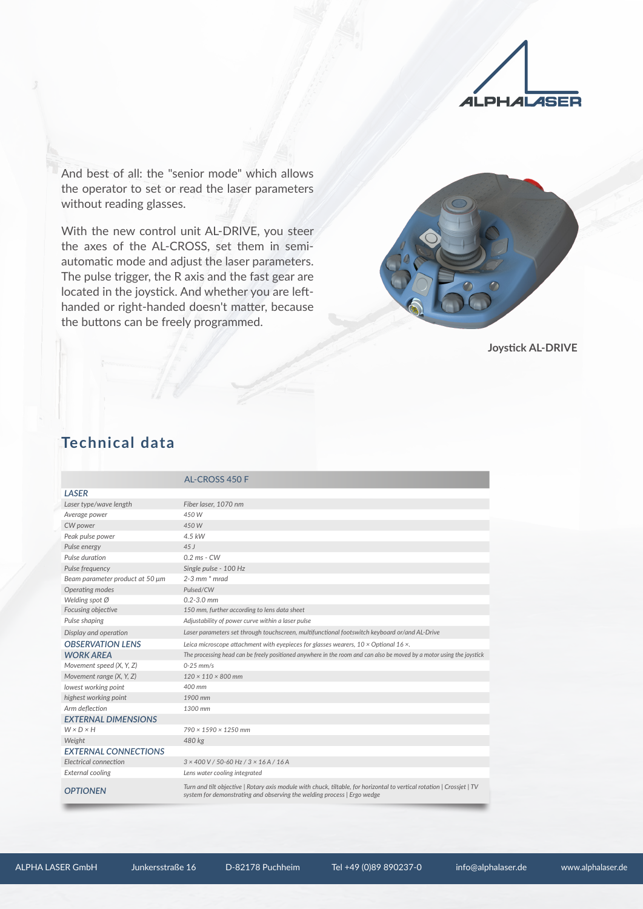And best of all: the "senior mode" which allows the operator to set or read the laser parameters without reading glasses.

With the new control unit AL-DRIVE, you steer the axes of the AL-CROSS, set them in semi-automatic mode and adjust the laser parameters. The pulse trigger, the R axis and the fast gear are located in the joystick. And whether you are left-handed or right-handed doesn't matter, because the buttons can be freely programmed.

**Joystick AL-DRIVE**

## Technical data

| | AL-CROSS 450 F |
|---|---|
| *LASER* | |
| *Laser type/wave length* | *Fiber laser, 1070 nm* |
| *Average power* | *450 W* |
| *CW power* | *450 W* |
| *Peak pulse power* | *4.5 kW* |
| *Pulse energy* | *45 J* |
| *Pulse duration* | *0.2 ms - CW* |
| *Pulse frequency* | *Single pulse - 100 Hz* |
| *Beam parameter product at 50 µm* | *2-3 mm * mrad* |
| *Operating modes* | *Pulsed/CW* |
| *Welding spot Ø* | *0.2-3.0 mm* |
| *Focusing objective* | *150 mm, further according to lens data sheet* |
| *Pulse shaping* | *Adjustability of power curve within a laser pulse* |
| *Display and operation* | *Laser parameters set through touchscreen, multifunctional footswitch keyboard or/and AL-Drive* |
| *OBSERVATION LENS* | *Leica microscope attachment with eyepieces for glasses wearers, 10 × Optional 16 ×.* |
| *WORK AREA* | *The processing head can be freely positioned anywhere in the room and can also be moved by a motor using the joystick* |
| *Movement speed (X, Y, Z)* | *0-25 mm/s* |
| *Movement range (X, Y, Z)* | *120 × 110 × 800 mm* |
| *lowest working point* | *400 mm* |
| *highest working point* | *1900 mm* |
| *Arm deflection* | *1300 mm* |
| *EXTERNAL DIMENSIONS* | |
| *W × D × H* | *790 × 1590 × 1250 mm* |
| *Weight* | *480 kg* |
| *EXTERNAL CONNECTIONS* | |
| *Electrical connection* | *3 × 400 V / 50-60 Hz / 3 × 16 A / 16 A* |
| *External cooling* | *Lens water cooling integrated* |
| *OPTIONEN* | *Turn and tilt objective \| Rotary axis module with chuck, tiltable, for horizontal to vertical rotation \| Crossjet \| TV system for demonstrating and observing the welding process \| Ergo wedge* |

ALPHA LASER GmbH | Junkersstraße 16 | D-82178 Puchheim | Tel +49 (0)89 890237-0 | info@alphalaser.de | www.alphalaser.de